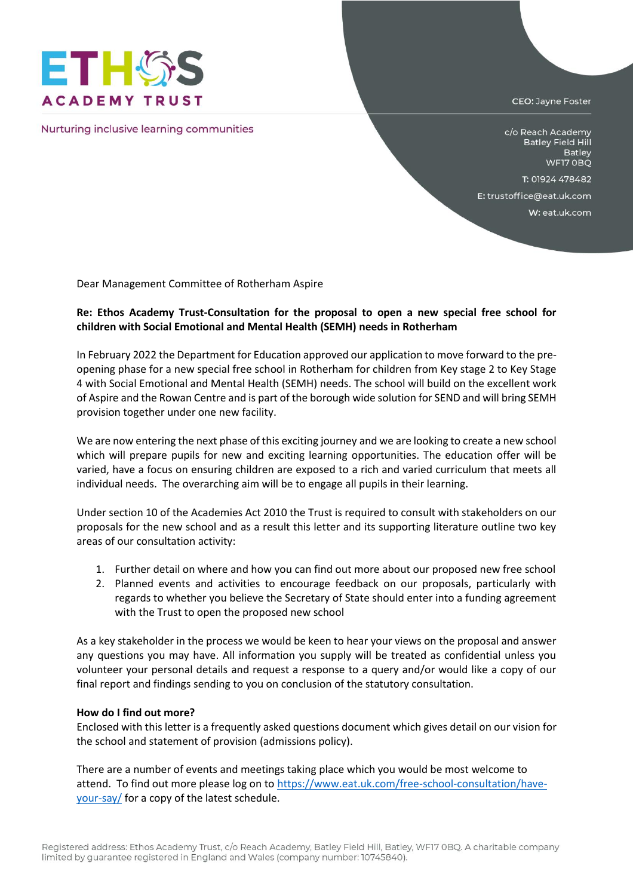ETHOS ACADEMY TRUST

Nurturing inclusive learning communities

**CEO:** Jayne Foster

c/o Reach Academy
Batley Field Hill
Batley
WF17 0BQ

**T:** 01924 478482

**E:** trustoffice@eat.uk.com

**W:** eat.uk.com

Dear Management Committee of Rotherham Aspire

**Re: Ethos Academy Trust-Consultation for the proposal to open a new special free school for children with Social Emotional and Mental Health (SEMH) needs in Rotherham**

In February 2022 the Department for Education approved our application to move forward to the pre-opening phase for a new special free school in Rotherham for children from Key stage 2 to Key Stage 4 with Social Emotional and Mental Health (SEMH) needs. The school will build on the excellent work of Aspire and the Rowan Centre and is part of the borough wide solution for SEND and will bring SEMH provision together under one new facility.

We are now entering the next phase of this exciting journey and we are looking to create a new school which will prepare pupils for new and exciting learning opportunities. The education offer will be varied, have a focus on ensuring children are exposed to a rich and varied curriculum that meets all individual needs. The overarching aim will be to engage all pupils in their learning.

Under section 10 of the Academies Act 2010 the Trust is required to consult with stakeholders on our proposals for the new school and as a result this letter and its supporting literature outline two key areas of our consultation activity:

1. Further detail on where and how you can find out more about our proposed new free school
2. Planned events and activities to encourage feedback on our proposals, particularly with regards to whether you believe the Secretary of State should enter into a funding agreement with the Trust to open the proposed new school

As a key stakeholder in the process we would be keen to hear your views on the proposal and answer any questions you may have. All information you supply will be treated as confidential unless you volunteer your personal details and request a response to a query and/or would like a copy of our final report and findings sending to you on conclusion of the statutory consultation.

**How do I find out more?**

Enclosed with this letter is a frequently asked questions document which gives detail on our vision for the school and statement of provision (admissions policy).

There are a number of events and meetings taking place which you would be most welcome to attend. To find out more please log on to [https://www.eat.uk.com/free-school-consultation/have-your-say/](https://www.eat.uk.com/free-school-consultation/have-your-say/) for a copy of the latest schedule.

Registered address: Ethos Academy Trust, c/o Reach Academy, Batley Field Hill, Batley, WF17 0BQ. A charitable company limited by guarantee registered in England and Wales (company number: 10745840).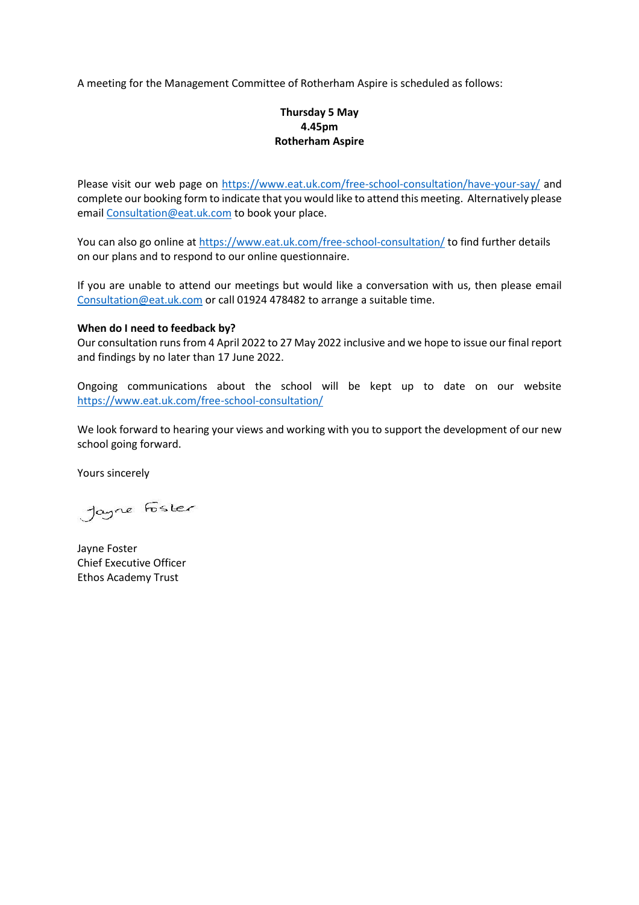A meeting for the Management Committee of Rotherham Aspire is scheduled as follows:

**Thursday 5 May**
**4.45pm**
**Rotherham Aspire**

Please visit our web page on https://www.eat.uk.com/free-school-consultation/have-your-say/ and complete our booking form to indicate that you would like to attend this meeting. Alternatively please email Consultation@eat.uk.com to book your place.

You can also go online at https://www.eat.uk.com/free-school-consultation/ to find further details on our plans and to respond to our online questionnaire.

If you are unable to attend our meetings but would like a conversation with us, then please email Consultation@eat.uk.com or call 01924 478482 to arrange a suitable time.

**When do I need to feedback by?**
Our consultation runs from 4 April 2022 to 27 May 2022 inclusive and we hope to issue our final report and findings by no later than 17 June 2022.

Ongoing communications about the school will be kept up to date on our website https://www.eat.uk.com/free-school-consultation/

We look forward to hearing your views and working with you to support the development of our new school going forward.

Yours sincerely

Jayne Foster

Jayne Foster
Chief Executive Officer
Ethos Academy Trust